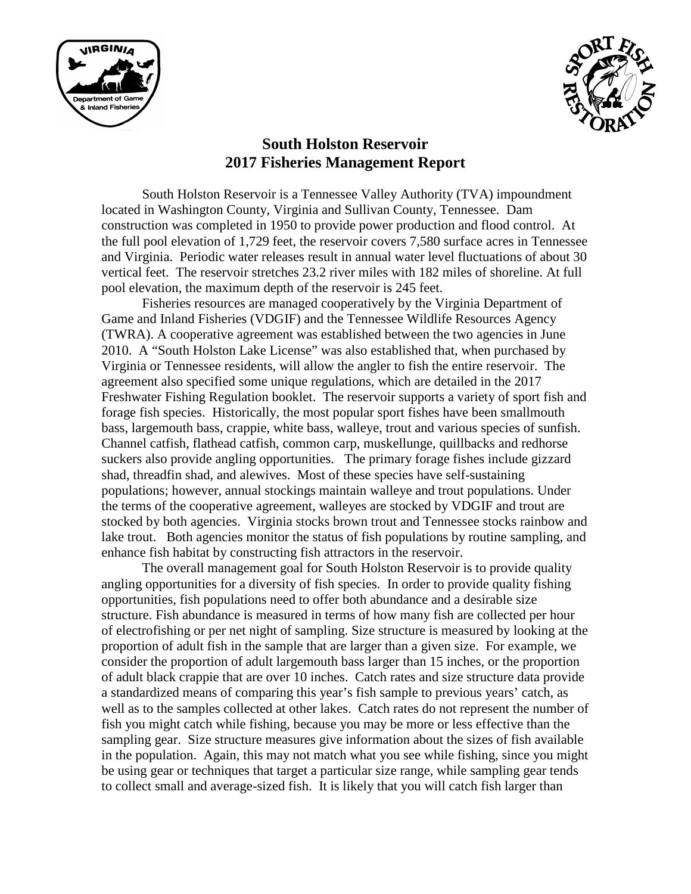# South Holston Reservoir
# 2017 Fisheries Management Report

South Holston Reservoir is a Tennessee Valley Authority (TVA) impoundment located in Washington County, Virginia and Sullivan County, Tennessee. Dam construction was completed in 1950 to provide power production and flood control. At the full pool elevation of 1,729 feet, the reservoir covers 7,580 surface acres in Tennessee and Virginia. Periodic water releases result in annual water level fluctuations of about 30 vertical feet. The reservoir stretches 23.2 river miles with 182 miles of shoreline. At full pool elevation, the maximum depth of the reservoir is 245 feet.

Fisheries resources are managed cooperatively by the Virginia Department of Game and Inland Fisheries (VDGIF) and the Tennessee Wildlife Resources Agency (TWRA). A cooperative agreement was established between the two agencies in June 2010. A "South Holston Lake License" was also established that, when purchased by Virginia or Tennessee residents, will allow the angler to fish the entire reservoir. The agreement also specified some unique regulations, which are detailed in the 2017 Freshwater Fishing Regulation booklet. The reservoir supports a variety of sport fish and forage fish species. Historically, the most popular sport fishes have been smallmouth bass, largemouth bass, crappie, white bass, walleye, trout and various species of sunfish. Channel catfish, flathead catfish, common carp, muskellunge, quillbacks and redhorse suckers also provide angling opportunities. The primary forage fishes include gizzard shad, threadfin shad, and alewives. Most of these species have self-sustaining populations; however, annual stockings maintain walleye and trout populations. Under the terms of the cooperative agreement, walleyes are stocked by VDGIF and trout are stocked by both agencies. Virginia stocks brown trout and Tennessee stocks rainbow and lake trout. Both agencies monitor the status of fish populations by routine sampling, and enhance fish habitat by constructing fish attractors in the reservoir.

The overall management goal for South Holston Reservoir is to provide quality angling opportunities for a diversity of fish species. In order to provide quality fishing opportunities, fish populations need to offer both abundance and a desirable size structure. Fish abundance is measured in terms of how many fish are collected per hour of electrofishing or per net night of sampling. Size structure is measured by looking at the proportion of adult fish in the sample that are larger than a given size. For example, we consider the proportion of adult largemouth bass larger than 15 inches, or the proportion of adult black crappie that are over 10 inches. Catch rates and size structure data provide a standardized means of comparing this year's fish sample to previous years' catch, as well as to the samples collected at other lakes. Catch rates do not represent the number of fish you might catch while fishing, because you may be more or less effective than the sampling gear. Size structure measures give information about the sizes of fish available in the population. Again, this may not match what you see while fishing, since you might be using gear or techniques that target a particular size range, while sampling gear tends to collect small and average-sized fish. It is likely that you will catch fish larger than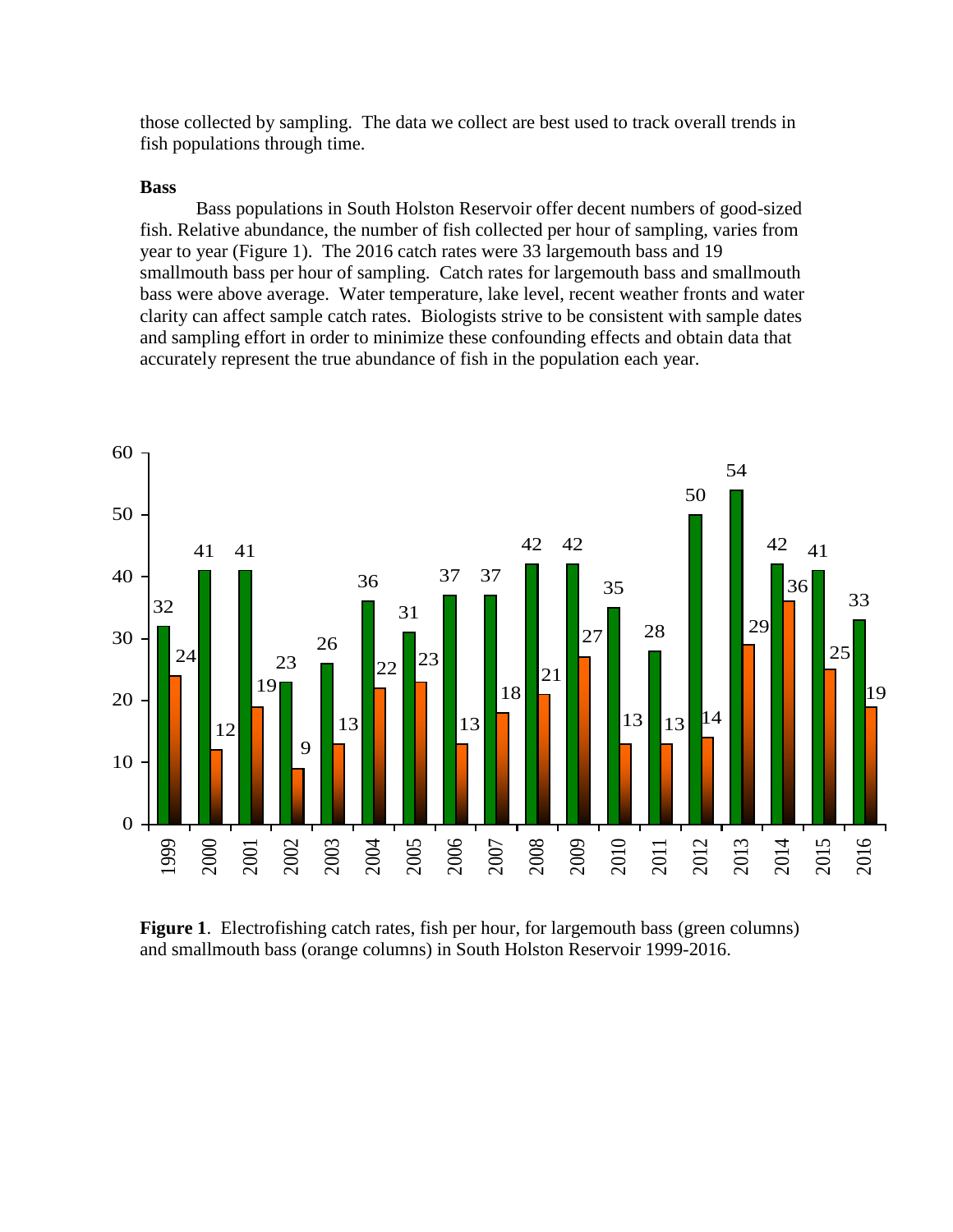those collected by sampling. The data we collect are best used to track overall trends in fish populations through time.

**Bass**

Bass populations in South Holston Reservoir offer decent numbers of good-sized fish. Relative abundance, the number of fish collected per hour of sampling, varies from year to year (Figure 1). The 2016 catch rates were 33 largemouth bass and 19 smallmouth bass per hour of sampling. Catch rates for largemouth bass and smallmouth bass were above average. Water temperature, lake level, recent weather fronts and water clarity can affect sample catch rates. Biologists strive to be consistent with sample dates and sampling effort in order to minimize these confounding effects and obtain data that accurately represent the true abundance of fish in the population each year.

| Year | Largemouth bass | Smallmouth bass |
| --- | --- | --- |
| 1999 | 32 | 24 |
| 2000 | 41 | 12 |
| 2001 | 41 | 19 |
| 2002 | 23 | 9 |
| 2003 | 26 | 13 |
| 2004 | 36 | 22 |
| 2005 | 31 | 23 |
| 2006 | 37 | 13 |
| 2007 | 37 | 18 |
| 2008 | 42 | 21 |
| 2009 | 42 | 27 |
| 2010 | 35 | 13 |
| 2011 | 28 | 13 |
| 2012 | 50 | 14 |
| 2013 | 54 | 29 |
| 2014 | 42 | 36 |
| 2015 | 41 | 25 |
| 2016 | 33 | 19 |

**Figure 1**. Electrofishing catch rates, fish per hour, for largemouth bass (green columns) and smallmouth bass (orange columns) in South Holston Reservoir 1999-2016.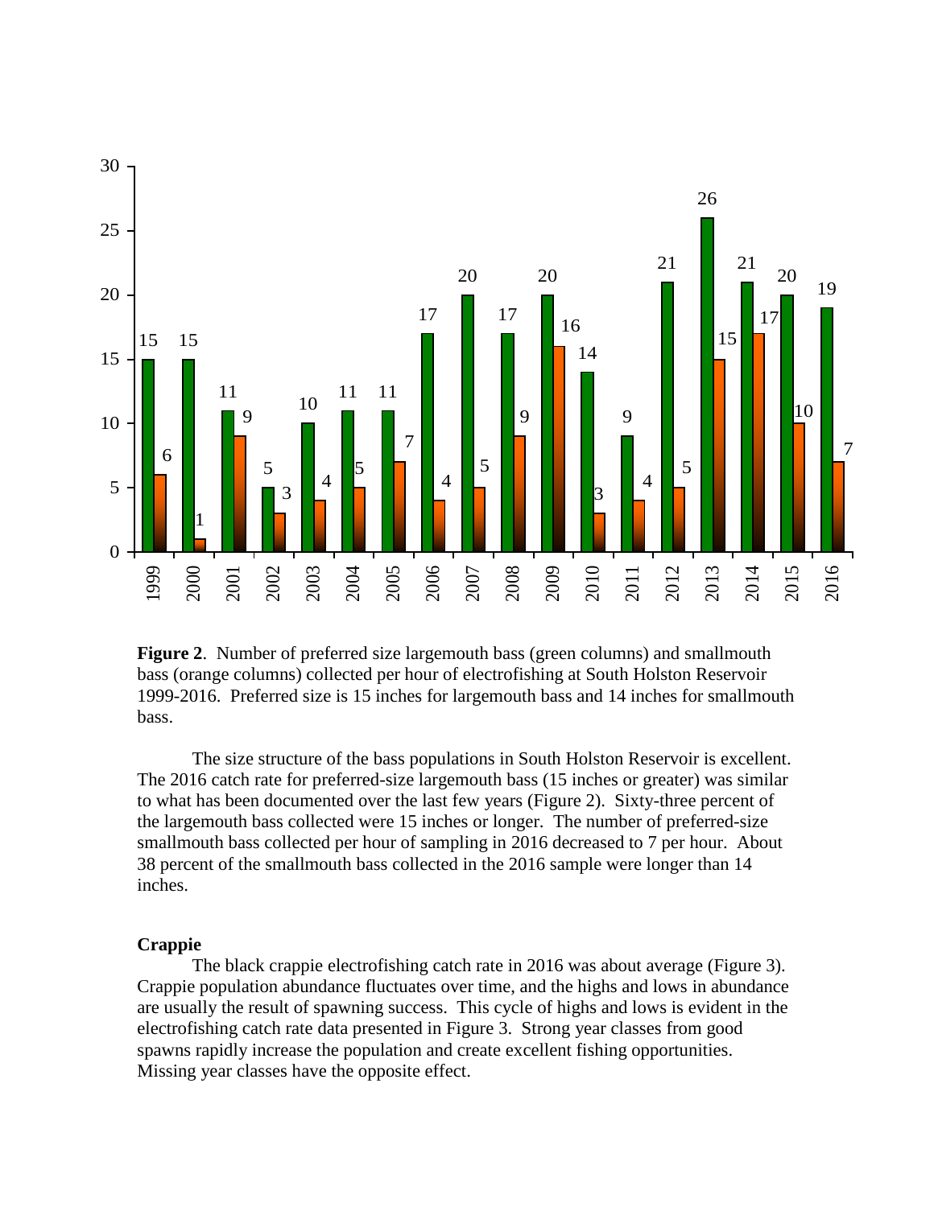**Figure 2**. Number of preferred size largemouth bass (green columns) and smallmouth bass (orange columns) collected per hour of electrofishing at South Holston Reservoir 1999-2016. Preferred size is 15 inches for largemouth bass and 14 inches for smallmouth bass.

The size structure of the bass populations in South Holston Reservoir is excellent. The 2016 catch rate for preferred-size largemouth bass (15 inches or greater) was similar to what has been documented over the last few years (Figure 2). Sixty-three percent of the largemouth bass collected were 15 inches or longer. The number of preferred-size smallmouth bass collected per hour of sampling in 2016 decreased to 7 per hour. About 38 percent of the smallmouth bass collected in the 2016 sample were longer than 14 inches.

**Crappie**

The black crappie electrofishing catch rate in 2016 was about average (Figure 3). Crappie population abundance fluctuates over time, and the highs and lows in abundance are usually the result of spawning success. This cycle of highs and lows is evident in the electrofishing catch rate data presented in Figure 3. Strong year classes from good spawns rapidly increase the population and create excellent fishing opportunities. Missing year classes have the opposite effect.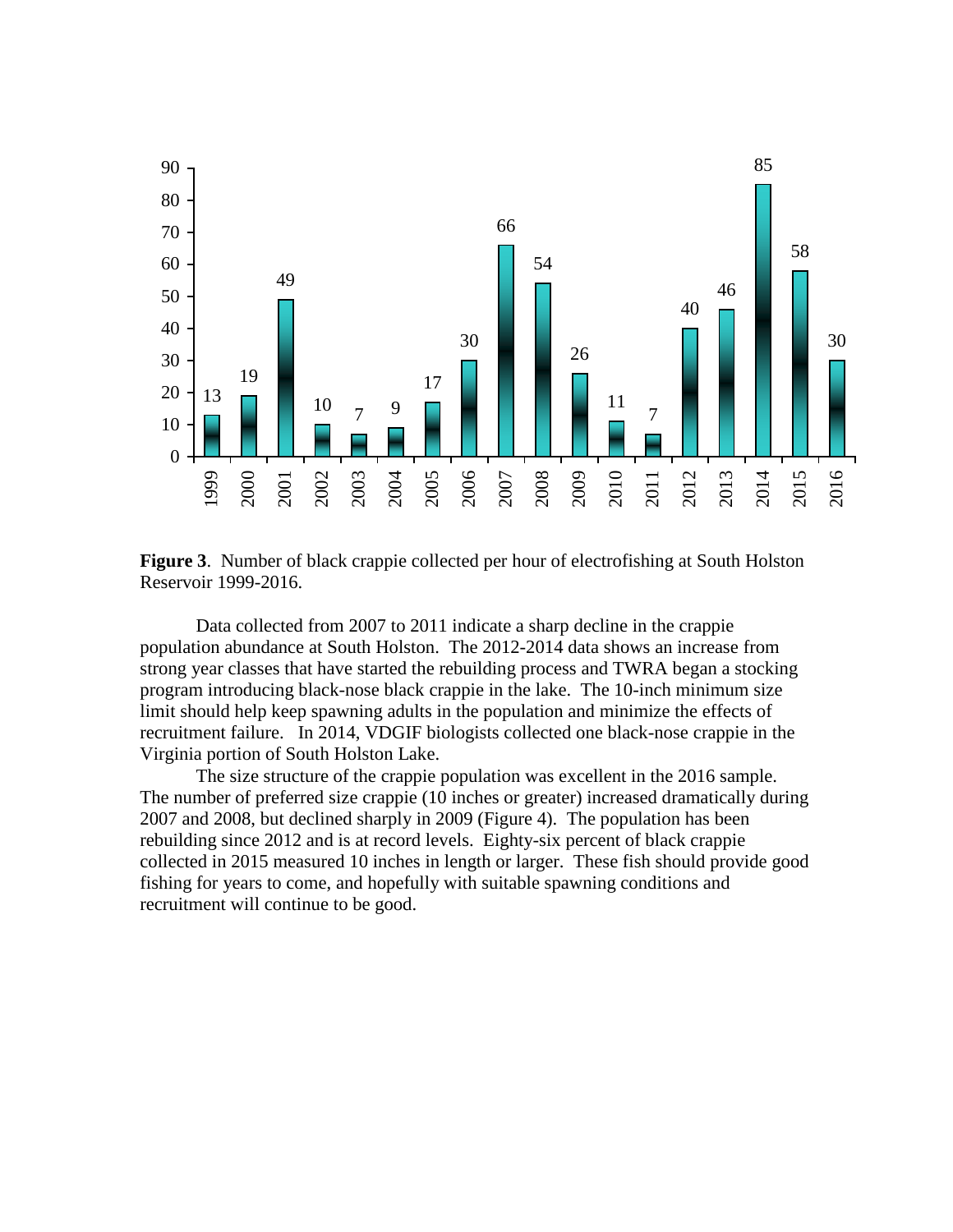**Figure 3**. Number of black crappie collected per hour of electrofishing at South Holston Reservoir 1999-2016.

Data collected from 2007 to 2011 indicate a sharp decline in the crappie population abundance at South Holston. The 2012-2014 data shows an increase from strong year classes that have started the rebuilding process and TWRA began a stocking program introducing black-nose black crappie in the lake. The 10-inch minimum size limit should help keep spawning adults in the population and minimize the effects of recruitment failure. In 2014, VDGIF biologists collected one black-nose crappie in the Virginia portion of South Holston Lake.

The size structure of the crappie population was excellent in the 2016 sample. The number of preferred size crappie (10 inches or greater) increased dramatically during 2007 and 2008, but declined sharply in 2009 (Figure 4). The population has been rebuilding since 2012 and is at record levels. Eighty-six percent of black crappie collected in 2015 measured 10 inches in length or larger. These fish should provide good fishing for years to come, and hopefully with suitable spawning conditions and recruitment will continue to be good.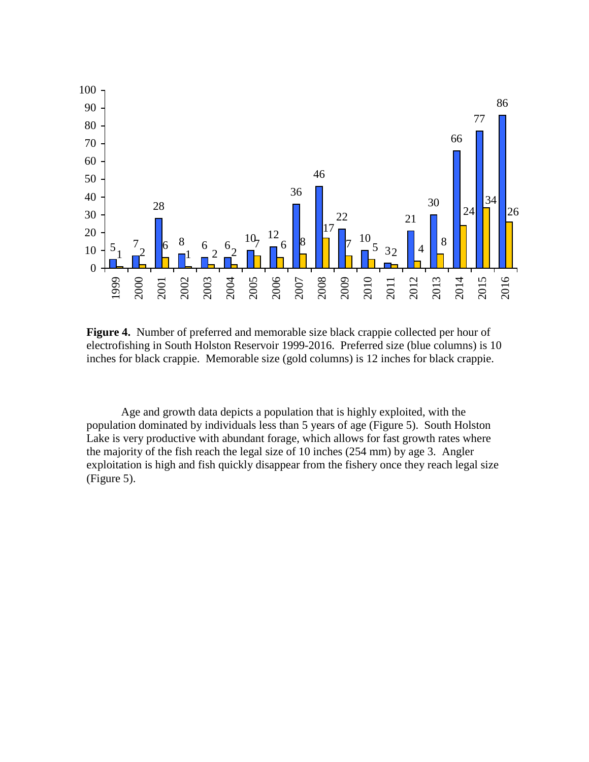**Figure 4.** Number of preferred and memorable size black crappie collected per hour of electrofishing in South Holston Reservoir 1999-2016. Preferred size (blue columns) is 10 inches for black crappie. Memorable size (gold columns) is 12 inches for black crappie.

Age and growth data depicts a population that is highly exploited, with the population dominated by individuals less than 5 years of age (Figure 5). South Holston Lake is very productive with abundant forage, which allows for fast growth rates where the majority of the fish reach the legal size of 10 inches (254 mm) by age 3. Angler exploitation is high and fish quickly disappear from the fishery once they reach legal size (Figure 5).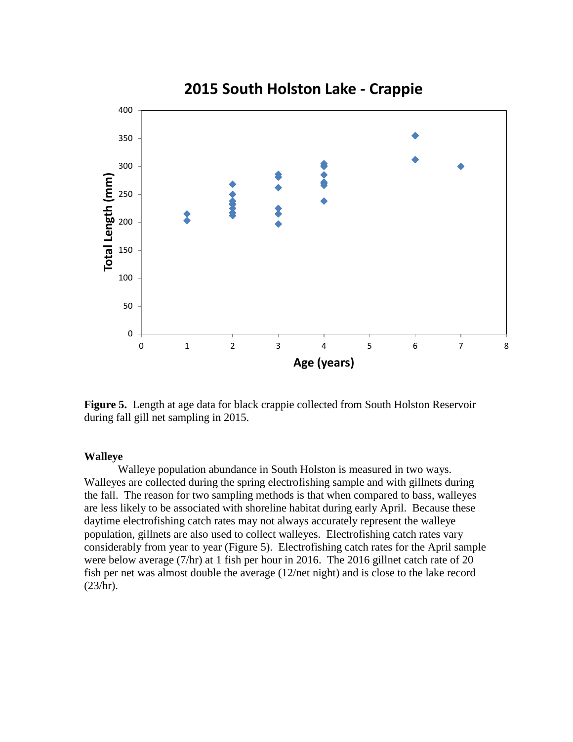**Figure 5.** Length at age data for black crappie collected from South Holston Reservoir during fall gill net sampling in 2015.

### Walleye

Walleye population abundance in South Holston is measured in two ways. Walleyes are collected during the spring electrofishing sample and with gillnets during the fall. The reason for two sampling methods is that when compared to bass, walleyes are less likely to be associated with shoreline habitat during early April. Because these daytime electrofishing catch rates may not always accurately represent the walleye population, gillnets are also used to collect walleyes. Electrofishing catch rates vary considerably from year to year (Figure 5). Electrofishing catch rates for the April sample were below average (7/hr) at 1 fish per hour in 2016. The 2016 gillnet catch rate of 20 fish per net was almost double the average (12/net night) and is close to the lake record (23/hr).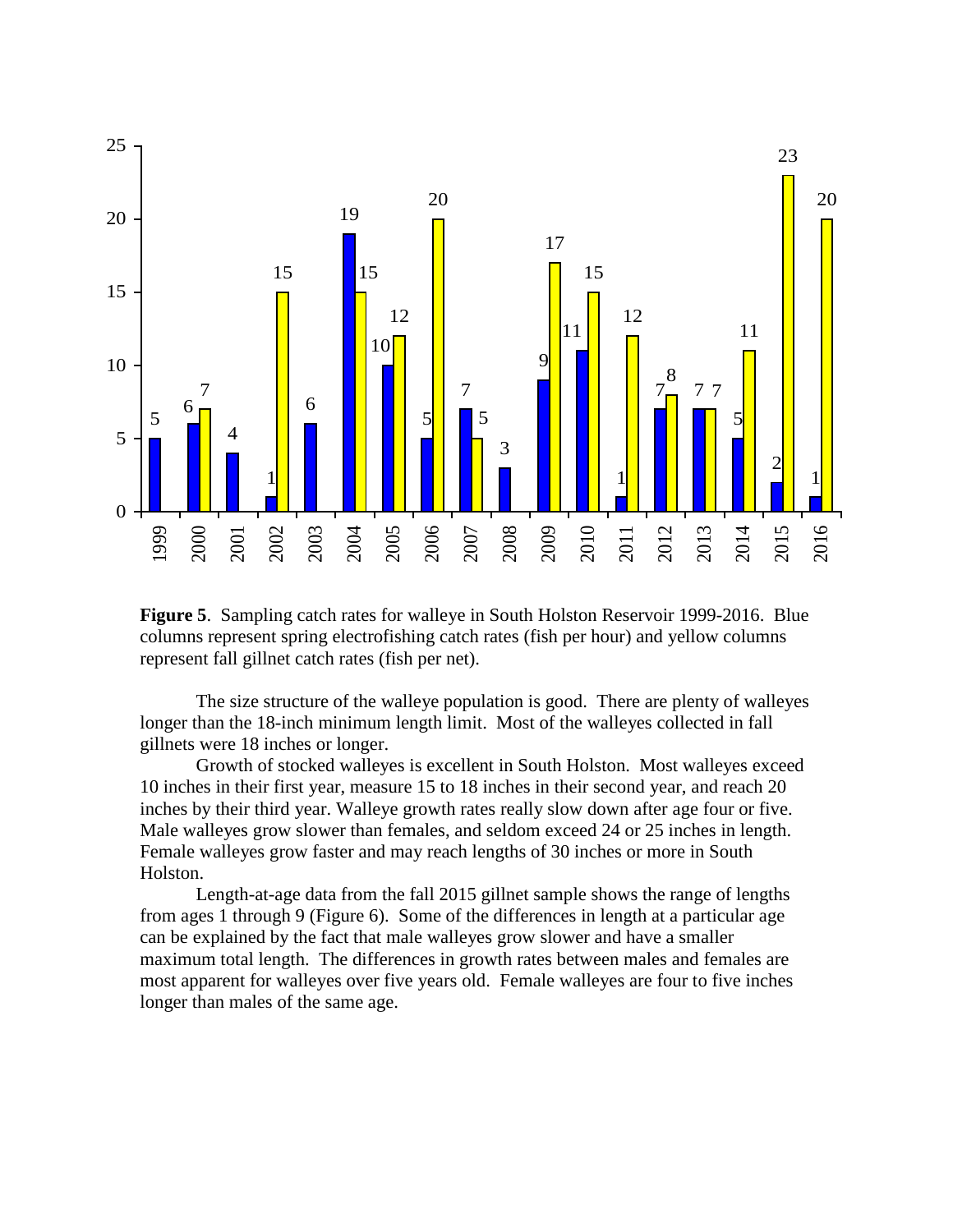**Figure 5**. Sampling catch rates for walleye in South Holston Reservoir 1999-2016. Blue columns represent spring electrofishing catch rates (fish per hour) and yellow columns represent fall gillnet catch rates (fish per net).

The size structure of the walleye population is good. There are plenty of walleyes longer than the 18-inch minimum length limit. Most of the walleyes collected in fall gillnets were 18 inches or longer.

Growth of stocked walleyes is excellent in South Holston. Most walleyes exceed 10 inches in their first year, measure 15 to 18 inches in their second year, and reach 20 inches by their third year. Walleye growth rates really slow down after age four or five. Male walleyes grow slower than females, and seldom exceed 24 or 25 inches in length. Female walleyes grow faster and may reach lengths of 30 inches or more in South Holston.

Length-at-age data from the fall 2015 gillnet sample shows the range of lengths from ages 1 through 9 (Figure 6). Some of the differences in length at a particular age can be explained by the fact that male walleyes grow slower and have a smaller maximum total length. The differences in growth rates between males and females are most apparent for walleyes over five years old. Female walleyes are four to five inches longer than males of the same age.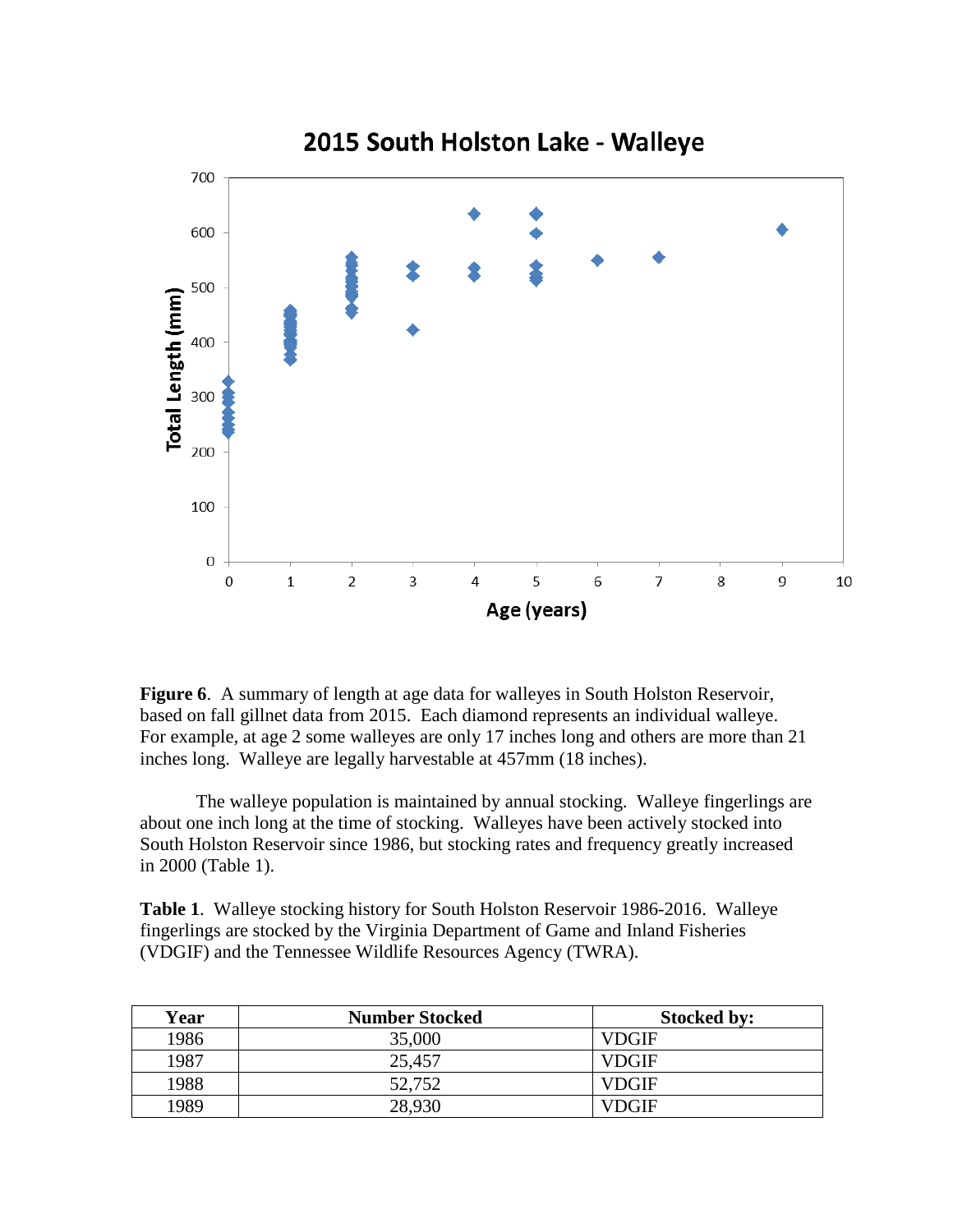**Figure 6**. A summary of length at age data for walleyes in South Holston Reservoir, based on fall gillnet data from 2015. Each diamond represents an individual walleye. For example, at age 2 some walleyes are only 17 inches long and others are more than 21 inches long. Walleye are legally harvestable at 457mm (18 inches).

The walleye population is maintained by annual stocking. Walleye fingerlings are about one inch long at the time of stocking. Walleyes have been actively stocked into South Holston Reservoir since 1986, but stocking rates and frequency greatly increased in 2000 (Table 1).

**Table 1**. Walleye stocking history for South Holston Reservoir 1986-2016. Walleye fingerlings are stocked by the Virginia Department of Game and Inland Fisheries (VDGIF) and the Tennessee Wildlife Resources Agency (TWRA).

| Year | Number Stocked | Stocked by: |
|---|---|---|
| 1986 | 35,000 | VDGIF |
| 1987 | 25,457 | VDGIF |
| 1988 | 52,752 | VDGIF |
| 1989 | 28,930 | VDGIF |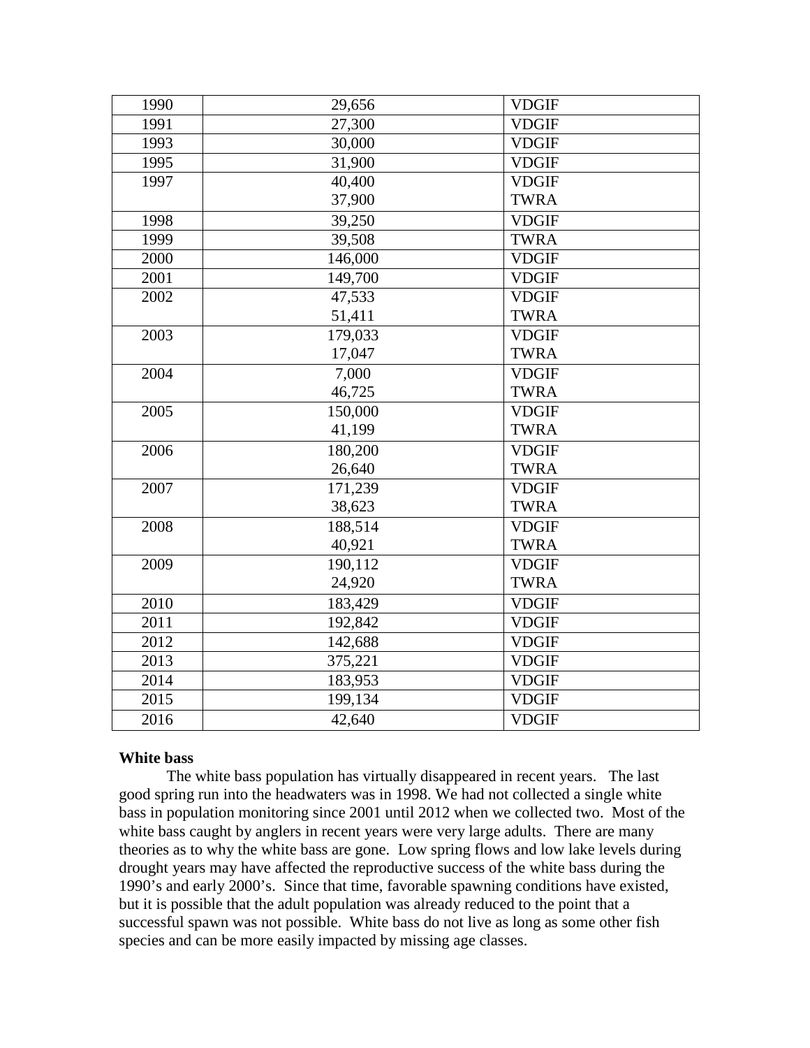| | | |
|---|---|---|
| 1990 | 29,656 | VDGIF |
| 1991 | 27,300 | VDGIF |
| 1993 | 30,000 | VDGIF |
| 1995 | 31,900 | VDGIF |
| 1997 | 40,400 | VDGIF |
| | 37,900 | TWRA |
| 1998 | 39,250 | VDGIF |
| 1999 | 39,508 | TWRA |
| 2000 | 146,000 | VDGIF |
| 2001 | 149,700 | VDGIF |
| 2002 | 47,533 | VDGIF |
| | 51,411 | TWRA |
| 2003 | 179,033 | VDGIF |
| | 17,047 | TWRA |
| 2004 | 7,000 | VDGIF |
| | 46,725 | TWRA |
| 2005 | 150,000 | VDGIF |
| | 41,199 | TWRA |
| 2006 | 180,200 | VDGIF |
| | 26,640 | TWRA |
| 2007 | 171,239 | VDGIF |
| | 38,623 | TWRA |
| 2008 | 188,514 | VDGIF |
| | 40,921 | TWRA |
| 2009 | 190,112 | VDGIF |
| | 24,920 | TWRA |
| 2010 | 183,429 | VDGIF |
| 2011 | 192,842 | VDGIF |
| 2012 | 142,688 | VDGIF |
| 2013 | 375,221 | VDGIF |
| 2014 | 183,953 | VDGIF |
| 2015 | 199,134 | VDGIF |
| 2016 | 42,640 | VDGIF |

**White bass**

The white bass population has virtually disappeared in recent years. The last good spring run into the headwaters was in 1998. We had not collected a single white bass in population monitoring since 2001 until 2012 when we collected two. Most of the white bass caught by anglers in recent years were very large adults. There are many theories as to why the white bass are gone. Low spring flows and low lake levels during drought years may have affected the reproductive success of the white bass during the 1990's and early 2000's. Since that time, favorable spawning conditions have existed, but it is possible that the adult population was already reduced to the point that a successful spawn was not possible. White bass do not live as long as some other fish species and can be more easily impacted by missing age classes.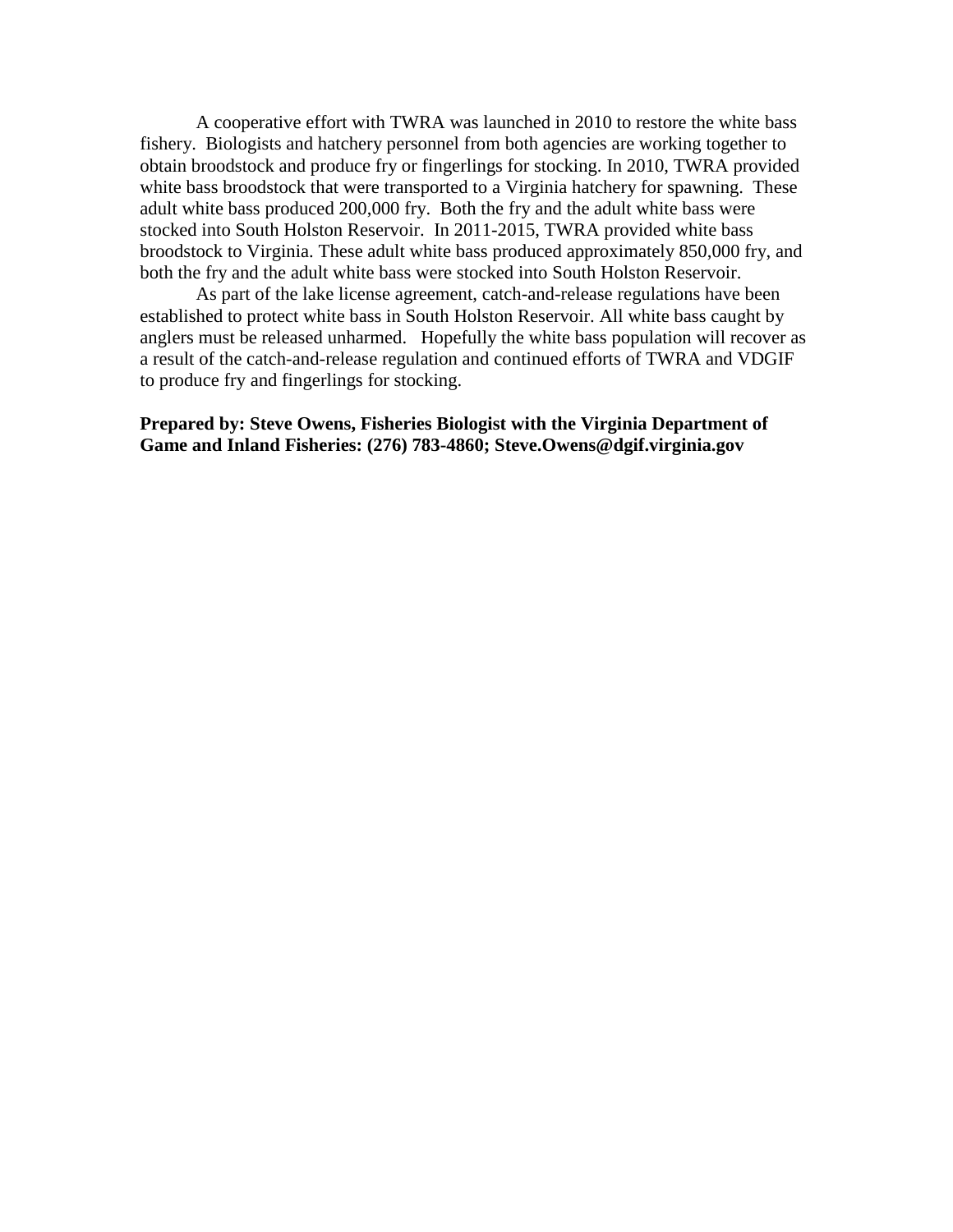A cooperative effort with TWRA was launched in 2010 to restore the white bass fishery. Biologists and hatchery personnel from both agencies are working together to obtain broodstock and produce fry or fingerlings for stocking. In 2010, TWRA provided white bass broodstock that were transported to a Virginia hatchery for spawning. These adult white bass produced 200,000 fry. Both the fry and the adult white bass were stocked into South Holston Reservoir. In 2011-2015, TWRA provided white bass broodstock to Virginia. These adult white bass produced approximately 850,000 fry, and both the fry and the adult white bass were stocked into South Holston Reservoir.

As part of the lake license agreement, catch-and-release regulations have been established to protect white bass in South Holston Reservoir. All white bass caught by anglers must be released unharmed. Hopefully the white bass population will recover as a result of the catch-and-release regulation and continued efforts of TWRA and VDGIF to produce fry and fingerlings for stocking.

**Prepared by: Steve Owens, Fisheries Biologist with the Virginia Department of Game and Inland Fisheries: (276) 783-4860; Steve.Owens@dgif.virginia.gov**